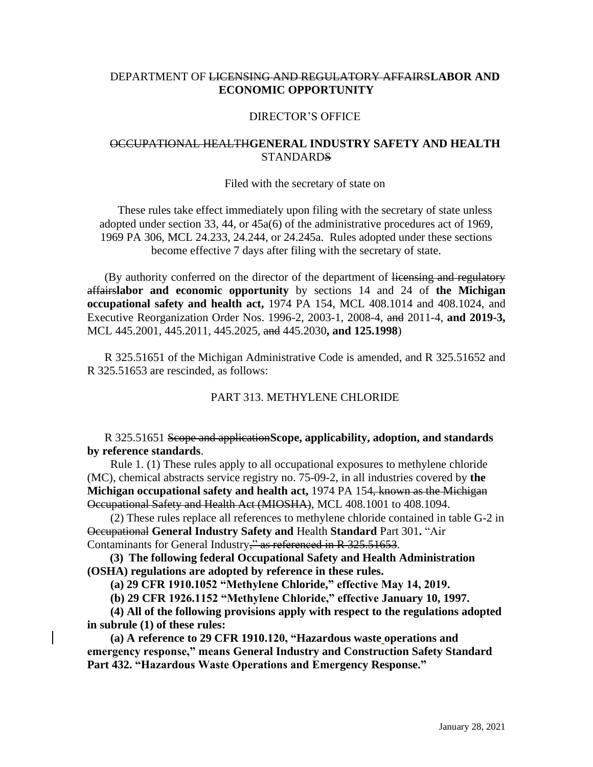DEPARTMENT OF ~~LICENSING AND REGULATORY AFFAIRS~~**LABOR AND ECONOMIC OPPORTUNITY**

DIRECTOR'S OFFICE

~~OCCUPATIONAL HEALTH~~**GENERAL INDUSTRY SAFETY AND HEALTH** STANDARD~~S~~

Filed with the secretary of state on

These rules take effect immediately upon filing with the secretary of state unless adopted under section 33, 44, or 45a(6) of the administrative procedures act of 1969, 1969 PA 306, MCL 24.233, 24.244, or 24.245a. Rules adopted under these sections become effective 7 days after filing with the secretary of state.

(By authority conferred on the director of the department of ~~licensing and regulatory affairs~~**labor and economic opportunity** by sections 14 and 24 of **the Michigan occupational safety and health act,** 1974 PA 154, MCL 408.1014 and 408.1024, and Executive Reorganization Order Nos. 1996-2, 2003-1, 2008-4, ~~and~~ 2011-4, **and 2019-3,** MCL 445.2001, 445.2011, 445.2025, ~~and~~ 445.2030**, and 125.1998**)

R 325.51651 of the Michigan Administrative Code is amended, and R 325.51652 and R 325.51653 are rescinded, as follows:

PART 313. METHYLENE CHLORIDE

R 325.51651 ~~Scope and application~~**Scope, applicability, adoption, and standards by reference standards**.

Rule 1. (1) These rules apply to all occupational exposures to methylene chloride (MC), chemical abstracts service registry no. 75-09-2, in all industries covered by **the Michigan occupational safety and health act,** 1974 PA 154~~, known as the Michigan Occupational Safety and Health Act (MIOSHA)~~, MCL 408.1001 to 408.1094.

(2) These rules replace all references to methylene chloride contained in table G-2 in ~~Occupational~~ **General Industry Safety and** Health **Standard** Part 301**.** "Air Contaminants for General Industry~~," as referenced in R 325.51653~~.

**(3) The following federal Occupational Safety and Health Administration (OSHA) regulations are adopted by reference in these rules.**

**(a) 29 CFR 1910.1052 "Methylene Chloride," effective May 14, 2019.**

**(b) 29 CFR 1926.1152 "Methylene Chloride," effective January 10, 1997.**

**(4) All of the following provisions apply with respect to the regulations adopted in subrule (1) of these rules:**

**(a) A reference to 29 CFR 1910.120, "Hazardous waste operations and emergency response," means General Industry and Construction Safety Standard Part 432. "Hazardous Waste Operations and Emergency Response."**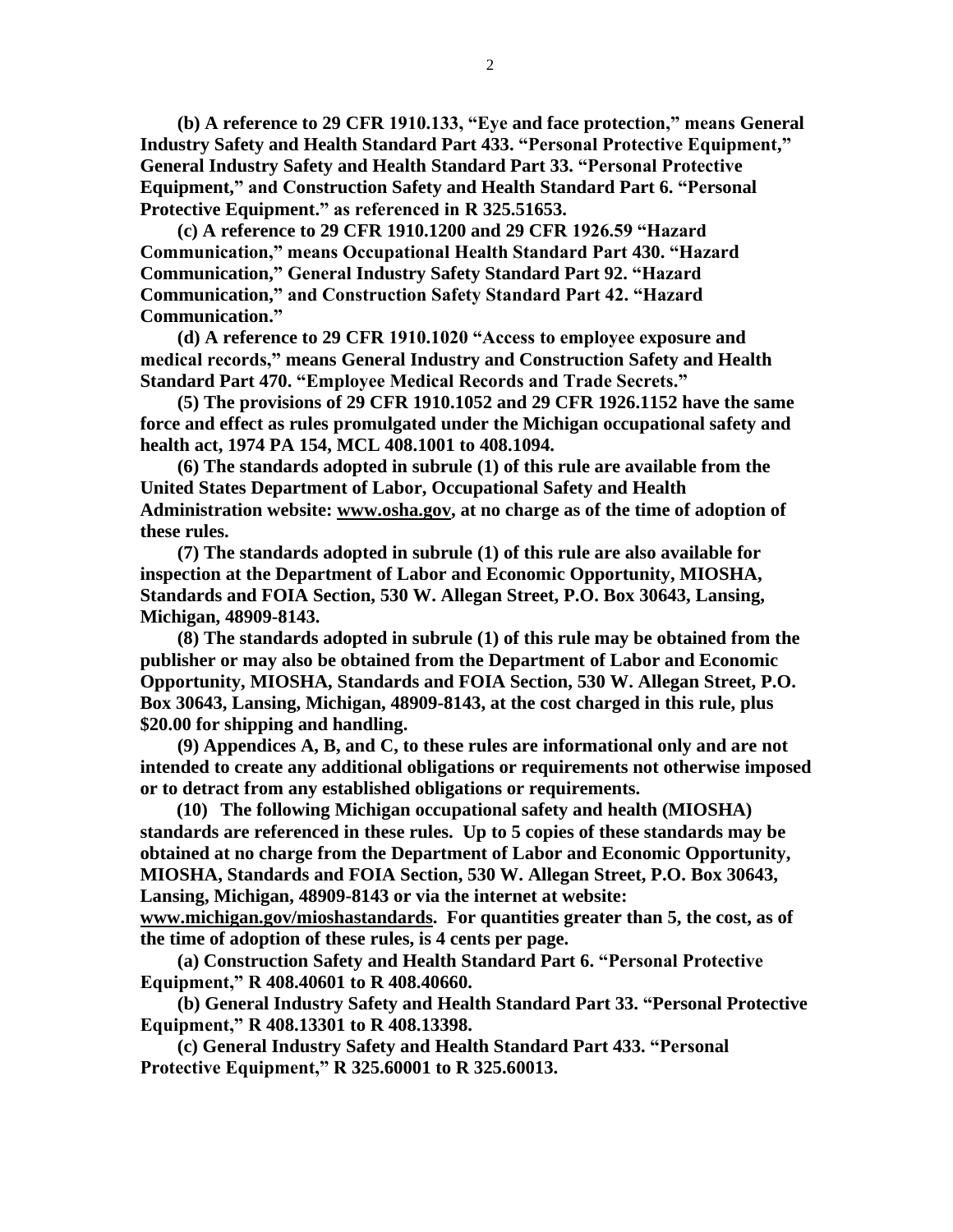**(b) A reference to 29 CFR 1910.133, "Eye and face protection," means General Industry Safety and Health Standard Part 433. "Personal Protective Equipment," General Industry Safety and Health Standard Part 33. "Personal Protective Equipment," and Construction Safety and Health Standard Part 6. "Personal Protective Equipment." as referenced in R 325.51653.**

**(c) A reference to 29 CFR 1910.1200 and 29 CFR 1926.59 "Hazard Communication," means Occupational Health Standard Part 430. "Hazard Communication," General Industry Safety Standard Part 92. "Hazard Communication," and Construction Safety Standard Part 42. "Hazard Communication."**

**(d) A reference to 29 CFR 1910.1020 "Access to employee exposure and medical records," means General Industry and Construction Safety and Health Standard Part 470. "Employee Medical Records and Trade Secrets."**

**(5) The provisions of 29 CFR 1910.1052 and 29 CFR 1926.1152 have the same force and effect as rules promulgated under the Michigan occupational safety and health act, 1974 PA 154, MCL 408.1001 to 408.1094.**

**(6) The standards adopted in subrule (1) of this rule are available from the United States Department of Labor, Occupational Safety and Health Administration website: www.osha.gov, at no charge as of the time of adoption of these rules.**

**(7) The standards adopted in subrule (1) of this rule are also available for inspection at the Department of Labor and Economic Opportunity, MIOSHA, Standards and FOIA Section, 530 W. Allegan Street, P.O. Box 30643, Lansing, Michigan, 48909-8143.**

**(8) The standards adopted in subrule (1) of this rule may be obtained from the publisher or may also be obtained from the Department of Labor and Economic Opportunity, MIOSHA, Standards and FOIA Section, 530 W. Allegan Street, P.O. Box 30643, Lansing, Michigan, 48909-8143, at the cost charged in this rule, plus $20.00 for shipping and handling.**

**(9) Appendices A, B, and C, to these rules are informational only and are not intended to create any additional obligations or requirements not otherwise imposed or to detract from any established obligations or requirements.**

**(10) The following Michigan occupational safety and health (MIOSHA) standards are referenced in these rules. Up to 5 copies of these standards may be obtained at no charge from the Department of Labor and Economic Opportunity, MIOSHA, Standards and FOIA Section, 530 W. Allegan Street, P.O. Box 30643, Lansing, Michigan, 48909-8143 or via the internet at website: www.michigan.gov/mioshastandards. For quantities greater than 5, the cost, as of the time of adoption of these rules, is 4 cents per page.**

**(a) Construction Safety and Health Standard Part 6. "Personal Protective Equipment," R 408.40601 to R 408.40660.**

**(b) General Industry Safety and Health Standard Part 33. "Personal Protective Equipment," R 408.13301 to R 408.13398.**

**(c) General Industry Safety and Health Standard Part 433. "Personal Protective Equipment," R 325.60001 to R 325.60013.**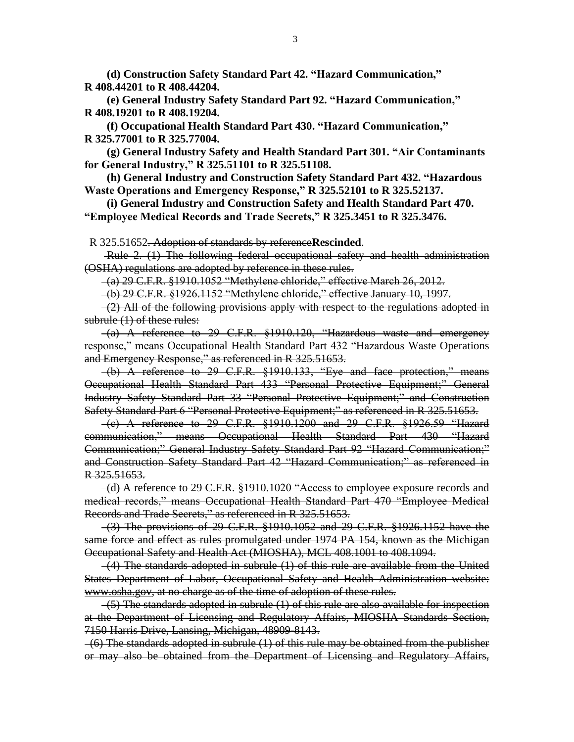**(d) Construction Safety Standard Part 42. "Hazard Communication," R 408.44201 to R 408.44204.**

**(e) General Industry Safety Standard Part 92. "Hazard Communication," R 408.19201 to R 408.19204.**

**(f) Occupational Health Standard Part 430. "Hazard Communication," R 325.77001 to R 325.77004.**

**(g) General Industry Safety and Health Standard Part 301. "Air Contaminants for General Industry," R 325.51101 to R 325.51108.**

**(h) General Industry and Construction Safety Standard Part 432. "Hazardous Waste Operations and Emergency Response," R 325.52101 to R 325.52137.**

**(i) General Industry and Construction Safety and Health Standard Part 470. "Employee Medical Records and Trade Secrets," R 325.3451 to R 325.3476.**

R 325.51652~~. Adoption of standards by reference~~**Rescinded**.

~~Rule 2. (1) The following federal occupational safety and health administration (OSHA) regulations are adopted by reference in these rules.~~

~~(a) 29 C.F.R. §1910.1052 "Methylene chloride," effective March 26, 2012.~~

~~(b) 29 C.F.R. §1926.1152 "Methylene chloride," effective January 10, 1997.~~

~~(2) All of the following provisions apply with respect to the regulations adopted in subrule (1) of these rules:~~

~~(a) A reference to 29 C.F.R. §1910.120, "Hazardous waste and emergency response," means Occupational Health Standard Part 432 "Hazardous Waste Operations and Emergency Response," as referenced in R 325.51653.~~

~~(b) A reference to 29 C.F.R. §1910.133, "Eye and face protection," means Occupational Health Standard Part 433 "Personal Protective Equipment;" General Industry Safety Standard Part 33 "Personal Protective Equipment;" and Construction Safety Standard Part 6 "Personal Protective Equipment;" as referenced in R 325.51653.~~

~~(c) A reference to 29 C.F.R. §1910.1200 and 29 C.F.R. §1926.59 "Hazard communication," means Occupational Health Standard Part 430 "Hazard Communication;" General Industry Safety Standard Part 92 "Hazard Communication;" and Construction Safety Standard Part 42 "Hazard Communication;" as referenced in R 325.51653.~~

~~(d) A reference to 29 C.F.R. §1910.1020 "Access to employee exposure records and medical records," means Occupational Health Standard Part 470 "Employee Medical Records and Trade Secrets," as referenced in R 325.51653.~~

~~(3) The provisions of 29 C.F.R. §1910.1052 and 29 C.F.R. §1926.1152 have the same force and effect as rules promulgated under 1974 PA 154, known as the Michigan Occupational Safety and Health Act (MIOSHA), MCL 408.1001 to 408.1094.~~

~~(4) The standards adopted in subrule (1) of this rule are available from the United States Department of Labor, Occupational Safety and Health Administration website: www.osha.gov, at no charge as of the time of adoption of these rules.~~

~~(5) The standards adopted in subrule (1) of this rule are also available for inspection at the Department of Licensing and Regulatory Affairs, MIOSHA Standards Section, 7150 Harris Drive, Lansing, Michigan, 48909-8143.~~

~~(6) The standards adopted in subrule (1) of this rule may be obtained from the publisher or may also be obtained from the Department of Licensing and Regulatory Affairs,~~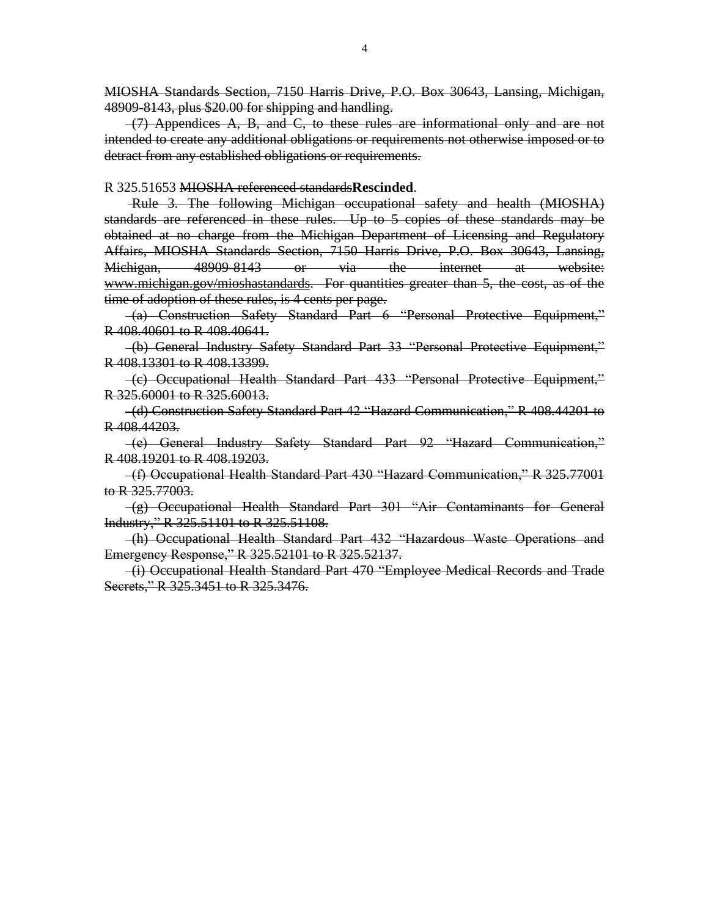~~MIOSHA Standards Section, 7150 Harris Drive, P.O. Box 30643, Lansing, Michigan, 48909-8143, plus $20.00 for shipping and handling.~~

~~(7) Appendices A, B, and C, to these rules are informational only and are not intended to create any additional obligations or requirements not otherwise imposed or to detract from any established obligations or requirements.~~

R 325.51653 ~~MIOSHA referenced standards~~**Rescinded**.

~~Rule 3. The following Michigan occupational safety and health (MIOSHA) standards are referenced in these rules. Up to 5 copies of these standards may be obtained at no charge from the Michigan Department of Licensing and Regulatory Affairs, MIOSHA Standards Section, 7150 Harris Drive, P.O. Box 30643, Lansing, Michigan, 48909-8143 or via the internet at website: www.michigan.gov/mioshastandards. For quantities greater than 5, the cost, as of the time of adoption of these rules, is 4 cents per page.~~

~~(a) Construction Safety Standard Part 6 "Personal Protective Equipment," R 408.40601 to R 408.40641.~~

~~(b) General Industry Safety Standard Part 33 "Personal Protective Equipment," R 408.13301 to R 408.13399.~~

~~(c) Occupational Health Standard Part 433 "Personal Protective Equipment," R 325.60001 to R 325.60013.~~

~~(d) Construction Safety Standard Part 42 "Hazard Communication," R 408.44201 to R 408.44203.~~

~~(e) General Industry Safety Standard Part 92 "Hazard Communication," R 408.19201 to R 408.19203.~~

~~(f) Occupational Health Standard Part 430 "Hazard Communication," R 325.77001 to R 325.77003.~~

~~(g) Occupational Health Standard Part 301 "Air Contaminants for General Industry," R 325.51101 to R 325.51108.~~

~~(h) Occupational Health Standard Part 432 "Hazardous Waste Operations and Emergency Response," R 325.52101 to R 325.52137.~~

~~(i) Occupational Health Standard Part 470 "Employee Medical Records and Trade Secrets," R 325.3451 to R 325.3476.~~